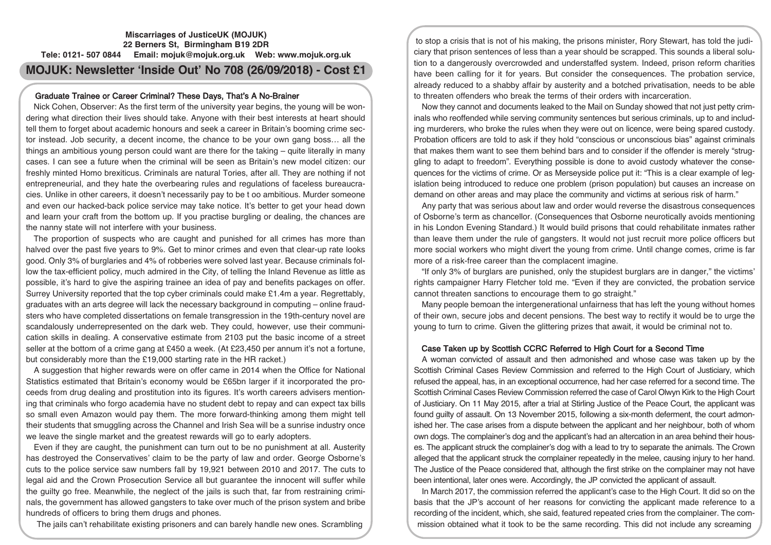**Miscarriages of JusticeUK (MOJUK)**
**22 Berners St, Birmingham B19 2DR**
**Tele: 0121- 507 0844 Email: mojuk@mojuk.org.uk Web: www.mojuk.org.uk**

# MOJUK: Newsletter 'Inside Out' No 708 (26/09/2018) - Cost £1

## Graduate Trainee or Career Criminal? These Days, That's A No-Brainer

Nick Cohen, Observer: As the first term of the university year begins, the young will be wondering what direction their lives should take. Anyone with their best interests at heart should tell them to forget about academic honours and seek a career in Britain's booming crime sector instead. Job security, a decent income, the chance to be your own gang boss… all the things an ambitious young person could want are there for the taking – quite literally in many cases. I can see a future when the criminal will be seen as Britain's new model citizen: our freshly minted Homo brexiticus. Criminals are natural Tories, after all. They are nothing if not entrepreneurial, and they hate the overbearing rules and regulations of faceless bureaucracies. Unlike in other careers, it doesn't necessarily pay to be t oo ambitious. Murder someone and even our hacked-back police service may take notice. It's better to get your head down and learn your craft from the bottom up. If you practise burgling or dealing, the chances are the nanny state will not interfere with your business.

The proportion of suspects who are caught and punished for all crimes has more than halved over the past five years to 9%. Get to minor crimes and even that clear-up rate looks good. Only 3% of burglaries and 4% of robberies were solved last year. Because criminals follow the tax-efficient policy, much admired in the City, of telling the Inland Revenue as little as possible, it's hard to give the aspiring trainee an idea of pay and benefits packages on offer. Surrey University reported that the top cyber criminals could make £1.4m a year. Regrettably, graduates with an arts degree will lack the necessary background in computing – online fraudsters who have completed dissertations on female transgression in the 19th-century novel are scandalously underrepresented on the dark web. They could, however, use their communication skills in dealing. A conservative estimate from 2103 put the basic income of a street seller at the bottom of a crime gang at £450 a week. (At £23,450 per annum it's not a fortune, but considerably more than the £19,000 starting rate in the HR racket.)

A suggestion that higher rewards were on offer came in 2014 when the Office for National Statistics estimated that Britain's economy would be £65bn larger if it incorporated the proceeds from drug dealing and prostitution into its figures. It's worth careers advisers mentioning that criminals who forgo academia have no student debt to repay and can expect tax bills so small even Amazon would pay them. The more forward-thinking among them might tell their students that smuggling across the Channel and Irish Sea will be a sunrise industry once we leave the single market and the greatest rewards will go to early adopters.

Even if they are caught, the punishment can turn out to be no punishment at all. Austerity has destroyed the Conservatives' claim to be the party of law and order. George Osborne's cuts to the police service saw numbers fall by 19,921 between 2010 and 2017. The cuts to legal aid and the Crown Prosecution Service all but guarantee the innocent will suffer while the guilty go free. Meanwhile, the neglect of the jails is such that, far from restraining criminals, the government has allowed gangsters to take over much of the prison system and bribe hundreds of officers to bring them drugs and phones.

The jails can't rehabilitate existing prisoners and can barely handle new ones. Scrambling to stop a crisis that is not of his making, the prisons minister, Rory Stewart, has told the judiciary that prison sentences of less than a year should be scrapped. This sounds a liberal solution to a dangerously overcrowded and understaffed system. Indeed, prison reform charities have been calling for it for years. But consider the consequences. The probation service, already reduced to a shabby affair by austerity and a botched privatisation, needs to be able to threaten offenders who break the terms of their orders with incarceration.

Now they cannot and documents leaked to the Mail on Sunday showed that not just petty criminals who reoffended while serving community sentences but serious criminals, up to and including murderers, who broke the rules when they were out on licence, were being spared custody. Probation officers are told to ask if they hold "conscious or unconscious bias" against criminals that makes them want to see them behind bars and to consider if the offender is merely "struggling to adapt to freedom". Everything possible is done to avoid custody whatever the consequences for the victims of crime. Or as Merseyside police put it: "This is a clear example of legislation being introduced to reduce one problem (prison population) but causes an increase on demand on other areas and may place the community and victims at serious risk of harm."

Any party that was serious about law and order would reverse the disastrous consequences of Osborne's term as chancellor. (Consequences that Osborne neurotically avoids mentioning in his London Evening Standard.) It would build prisons that could rehabilitate inmates rather than leave them under the rule of gangsters. It would not just recruit more police officers but more social workers who might divert the young from crime. Until change comes, crime is far more of a risk-free career than the complacent imagine.

"If only 3% of burglars are punished, only the stupidest burglars are in danger," the victims' rights campaigner Harry Fletcher told me. "Even if they are convicted, the probation service cannot threaten sanctions to encourage them to go straight."

Many people bemoan the intergenerational unfairness that has left the young without homes of their own, secure jobs and decent pensions. The best way to rectify it would be to urge the young to turn to crime. Given the glittering prizes that await, it would be criminal not to.

## Case Taken up by Scottish CCRC Referred to High Court for a Second Time

A woman convicted of assault and then admonished and whose case was taken up by the Scottish Criminal Cases Review Commission and referred to the High Court of Justiciary, which refused the appeal, has, in an exceptional occurrence, had her case referred for a second time. The Scottish Criminal Cases Review Commission referred the case of Carol Olwyn Kirk to the High Court of Justiciary. On 11 May 2015, after a trial at Stirling Justice of the Peace Court, the applicant was found guilty of assault. On 13 November 2015, following a six-month deferment, the court admonished her. The case arises from a dispute between the applicant and her neighbour, both of whom own dogs. The complainer's dog and the applicant's had an altercation in an area behind their houses. The applicant struck the complainer's dog with a lead to try to separate the animals. The Crown alleged that the applicant struck the complainer repeatedly in the melee, causing injury to her hand. The Justice of the Peace considered that, although the first strike on the complainer may not have been intentional, later ones were. Accordingly, the JP convicted the applicant of assault.

In March 2017, the commission referred the applicant's case to the High Court. It did so on the basis that the JP's account of her reasons for convicting the applicant made reference to a recording of the incident, which, she said, featured repeated cries from the complainer. The commission obtained what it took to be the same recording. This did not include any screaming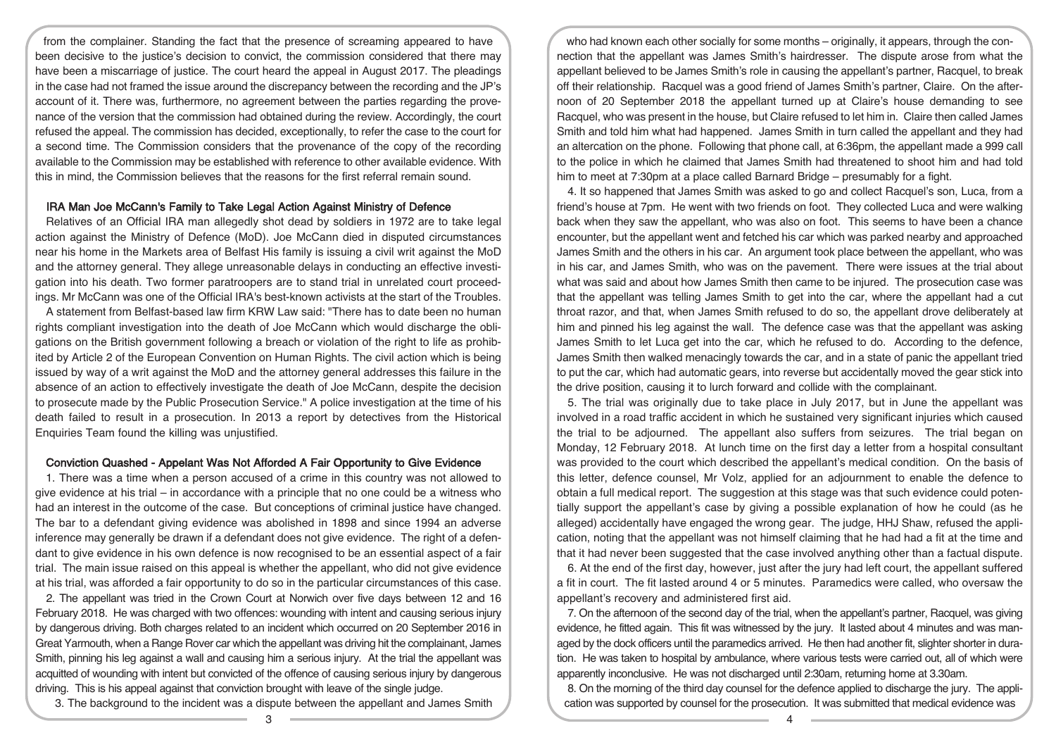from the complainer. Standing the fact that the presence of screaming appeared to have been decisive to the justice's decision to convict, the commission considered that there may have been a miscarriage of justice. The court heard the appeal in August 2017. The pleadings in the case had not framed the issue around the discrepancy between the recording and the JP's account of it. There was, furthermore, no agreement between the parties regarding the provenance of the version that the commission had obtained during the review. Accordingly, the court refused the appeal. The commission has decided, exceptionally, to refer the case to the court for a second time. The Commission considers that the provenance of the copy of the recording available to the Commission may be established with reference to other available evidence. With this in mind, the Commission believes that the reasons for the first referral remain sound.

### IRA Man Joe McCann's Family to Take Legal Action Against Ministry of Defence

Relatives of an Official IRA man allegedly shot dead by soldiers in 1972 are to take legal action against the Ministry of Defence (MoD). Joe McCann died in disputed circumstances near his home in the Markets area of Belfast His family is issuing a civil writ against the MoD and the attorney general. They allege unreasonable delays in conducting an effective investigation into his death. Two former paratroopers are to stand trial in unrelated court proceedings. Mr McCann was one of the Official IRA's best-known activists at the start of the Troubles.

A statement from Belfast-based law firm KRW Law said: "There has to date been no human rights compliant investigation into the death of Joe McCann which would discharge the obligations on the British government following a breach or violation of the right to life as prohibited by Article 2 of the European Convention on Human Rights. The civil action which is being issued by way of a writ against the MoD and the attorney general addresses this failure in the absence of an action to effectively investigate the death of Joe McCann, despite the decision to prosecute made by the Public Prosecution Service." A police investigation at the time of his death failed to result in a prosecution. In 2013 a report by detectives from the Historical Enquiries Team found the killing was unjustified.

### Conviction Quashed - Appelant Was Not Afforded A Fair Opportunity to Give Evidence

1. There was a time when a person accused of a crime in this country was not allowed to give evidence at his trial – in accordance with a principle that no one could be a witness who had an interest in the outcome of the case. But conceptions of criminal justice have changed. The bar to a defendant giving evidence was abolished in 1898 and since 1994 an adverse inference may generally be drawn if a defendant does not give evidence. The right of a defendant to give evidence in his own defence is now recognised to be an essential aspect of a fair trial. The main issue raised on this appeal is whether the appellant, who did not give evidence at his trial, was afforded a fair opportunity to do so in the particular circumstances of this case.

2. The appellant was tried in the Crown Court at Norwich over five days between 12 and 16 February 2018. He was charged with two offences: wounding with intent and causing serious injury by dangerous driving. Both charges related to an incident which occurred on 20 September 2016 in Great Yarmouth, when a Range Rover car which the appellant was driving hit the complainant, James Smith, pinning his leg against a wall and causing him a serious injury. At the trial the appellant was acquitted of wounding with intent but convicted of the offence of causing serious injury by dangerous driving. This is his appeal against that conviction brought with leave of the single judge.

3. The background to the incident was a dispute between the appellant and James Smith who had known each other socially for some months – originally, it appears, through the connection that the appellant was James Smith's hairdresser. The dispute arose from what the appellant believed to be James Smith's role in causing the appellant's partner, Racquel, to break off their relationship. Racquel was a good friend of James Smith's partner, Claire. On the afternoon of 20 September 2018 the appellant turned up at Claire's house demanding to see Racquel, who was present in the house, but Claire refused to let him in. Claire then called James Smith and told him what had happened. James Smith in turn called the appellant and they had an altercation on the phone. Following that phone call, at 6:36pm, the appellant made a 999 call to the police in which he claimed that James Smith had threatened to shoot him and had told him to meet at 7:30pm at a place called Barnard Bridge – presumably for a fight.

4. It so happened that James Smith was asked to go and collect Racquel's son, Luca, from a friend's house at 7pm. He went with two friends on foot. They collected Luca and were walking back when they saw the appellant, who was also on foot. This seems to have been a chance encounter, but the appellant went and fetched his car which was parked nearby and approached James Smith and the others in his car. An argument took place between the appellant, who was in his car, and James Smith, who was on the pavement. There were issues at the trial about what was said and about how James Smith then came to be injured. The prosecution case was that the appellant was telling James Smith to get into the car, where the appellant had a cut throat razor, and that, when James Smith refused to do so, the appellant drove deliberately at him and pinned his leg against the wall. The defence case was that the appellant was asking James Smith to let Luca get into the car, which he refused to do. According to the defence, James Smith then walked menacingly towards the car, and in a state of panic the appellant tried to put the car, which had automatic gears, into reverse but accidentally moved the gear stick into the drive position, causing it to lurch forward and collide with the complainant.

5. The trial was originally due to take place in July 2017, but in June the appellant was involved in a road traffic accident in which he sustained very significant injuries which caused the trial to be adjourned. The appellant also suffers from seizures. The trial began on Monday, 12 February 2018. At lunch time on the first day a letter from a hospital consultant was provided to the court which described the appellant's medical condition. On the basis of this letter, defence counsel, Mr Volz, applied for an adjournment to enable the defence to obtain a full medical report. The suggestion at this stage was that such evidence could potentially support the appellant's case by giving a possible explanation of how he could (as he alleged) accidentally have engaged the wrong gear. The judge, HHJ Shaw, refused the application, noting that the appellant was not himself claiming that he had had a fit at the time and that it had never been suggested that the case involved anything other than a factual dispute.

6. At the end of the first day, however, just after the jury had left court, the appellant suffered a fit in court. The fit lasted around 4 or 5 minutes. Paramedics were called, who oversaw the appellant's recovery and administered first aid.

7. On the afternoon of the second day of the trial, when the appellant's partner, Racquel, was giving evidence, he fitted again. This fit was witnessed by the jury. It lasted about 4 minutes and was managed by the dock officers until the paramedics arrived. He then had another fit, slighter shorter in duration. He was taken to hospital by ambulance, where various tests were carried out, all of which were apparently inconclusive. He was not discharged until 2:30am, returning home at 3.30am.

8. On the morning of the third day counsel for the defence applied to discharge the jury. The application was supported by counsel for the prosecution. It was submitted that medical evidence was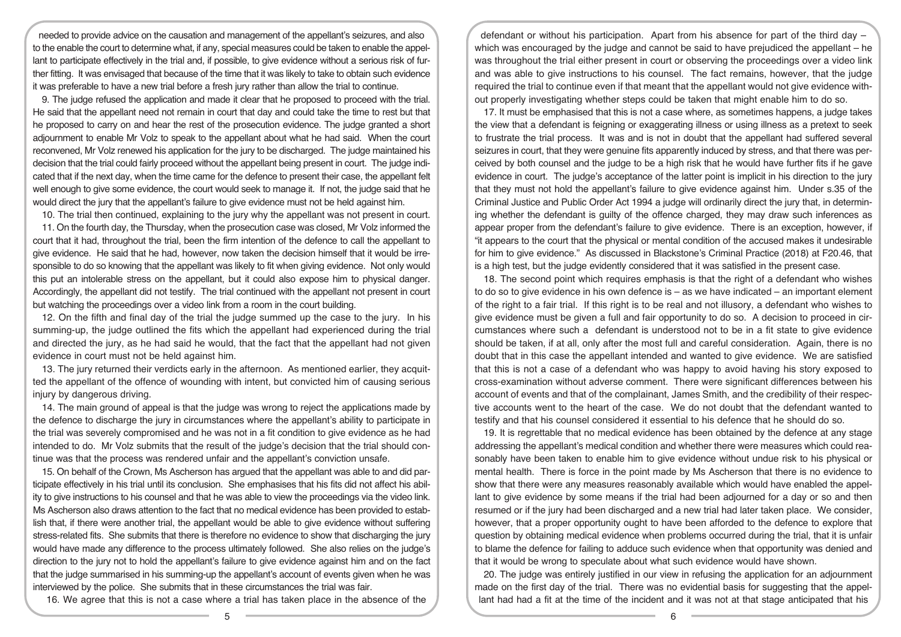needed to provide advice on the causation and management of the appellant's seizures, and also to the enable the court to determine what, if any, special measures could be taken to enable the appellant to participate effectively in the trial and, if possible, to give evidence without a serious risk of further fitting. It was envisaged that because of the time that it was likely to take to obtain such evidence it was preferable to have a new trial before a fresh jury rather than allow the trial to continue.

9. The judge refused the application and made it clear that he proposed to proceed with the trial. He said that the appellant need not remain in court that day and could take the time to rest but that he proposed to carry on and hear the rest of the prosecution evidence. The judge granted a short adjournment to enable Mr Volz to speak to the appellant about what he had said. When the court reconvened, Mr Volz renewed his application for the jury to be discharged. The judge maintained his decision that the trial could fairly proceed without the appellant being present in court. The judge indicated that if the next day, when the time came for the defence to present their case, the appellant felt well enough to give some evidence, the court would seek to manage it. If not, the judge said that he would direct the jury that the appellant's failure to give evidence must not be held against him.

10. The trial then continued, explaining to the jury why the appellant was not present in court.

11. On the fourth day, the Thursday, when the prosecution case was closed, Mr Volz informed the court that it had, throughout the trial, been the firm intention of the defence to call the appellant to give evidence. He said that he had, however, now taken the decision himself that it would be irresponsible to do so knowing that the appellant was likely to fit when giving evidence. Not only would this put an intolerable stress on the appellant, but it could also expose him to physical danger. Accordingly, the appellant did not testify. The trial continued with the appellant not present in court but watching the proceedings over a video link from a room in the court building.

12. On the fifth and final day of the trial the judge summed up the case to the jury. In his summing-up, the judge outlined the fits which the appellant had experienced during the trial and directed the jury, as he had said he would, that the fact that the appellant had not given evidence in court must not be held against him.

13. The jury returned their verdicts early in the afternoon. As mentioned earlier, they acquitted the appellant of the offence of wounding with intent, but convicted him of causing serious injury by dangerous driving.

14. The main ground of appeal is that the judge was wrong to reject the applications made by the defence to discharge the jury in circumstances where the appellant's ability to participate in the trial was severely compromised and he was not in a fit condition to give evidence as he had intended to do. Mr Volz submits that the result of the judge's decision that the trial should continue was that the process was rendered unfair and the appellant's conviction unsafe.

15. On behalf of the Crown, Ms Ascherson has argued that the appellant was able to and did participate effectively in his trial until its conclusion. She emphasises that his fits did not affect his ability to give instructions to his counsel and that he was able to view the proceedings via the video link. Ms Ascherson also draws attention to the fact that no medical evidence has been provided to establish that, if there were another trial, the appellant would be able to give evidence without suffering stress-related fits. She submits that there is therefore no evidence to show that discharging the jury would have made any difference to the process ultimately followed. She also relies on the judge's direction to the jury not to hold the appellant's failure to give evidence against him and on the fact that the judge summarised in his summing-up the appellant's account of events given when he was interviewed by the police. She submits that in these circumstances the trial was fair.

16. We agree that this is not a case where a trial has taken place in the absence of the defendant or without his participation. Apart from his absence for part of the third day – which was encouraged by the judge and cannot be said to have prejudiced the appellant – he was throughout the trial either present in court or observing the proceedings over a video link and was able to give instructions to his counsel. The fact remains, however, that the judge required the trial to continue even if that meant that the appellant would not give evidence without properly investigating whether steps could be taken that might enable him to do so.

17. It must be emphasised that this is not a case where, as sometimes happens, a judge takes the view that a defendant is feigning or exaggerating illness or using illness as a pretext to seek to frustrate the trial process. It was and is not in doubt that the appellant had suffered several seizures in court, that they were genuine fits apparently induced by stress, and that there was perceived by both counsel and the judge to be a high risk that he would have further fits if he gave evidence in court. The judge's acceptance of the latter point is implicit in his direction to the jury that they must not hold the appellant's failure to give evidence against him. Under s.35 of the Criminal Justice and Public Order Act 1994 a judge will ordinarily direct the jury that, in determining whether the defendant is guilty of the offence charged, they may draw such inferences as appear proper from the defendant's failure to give evidence. There is an exception, however, if "it appears to the court that the physical or mental condition of the accused makes it undesirable for him to give evidence." As discussed in Blackstone's Criminal Practice (2018) at F20.46, that is a high test, but the judge evidently considered that it was satisfied in the present case.

18. The second point which requires emphasis is that the right of a defendant who wishes to do so to give evidence in his own defence is – as we have indicated – an important element of the right to a fair trial. If this right is to be real and not illusory, a defendant who wishes to give evidence must be given a full and fair opportunity to do so. A decision to proceed in circumstances where such a defendant is understood not to be in a fit state to give evidence should be taken, if at all, only after the most full and careful consideration. Again, there is no doubt that in this case the appellant intended and wanted to give evidence. We are satisfied that this is not a case of a defendant who was happy to avoid having his story exposed to cross-examination without adverse comment. There were significant differences between his account of events and that of the complainant, James Smith, and the credibility of their respective accounts went to the heart of the case. We do not doubt that the defendant wanted to testify and that his counsel considered it essential to his defence that he should do so.

19. It is regrettable that no medical evidence has been obtained by the defence at any stage addressing the appellant's medical condition and whether there were measures which could reasonably have been taken to enable him to give evidence without undue risk to his physical or mental health. There is force in the point made by Ms Ascherson that there is no evidence to show that there were any measures reasonably available which would have enabled the appellant to give evidence by some means if the trial had been adjourned for a day or so and then resumed or if the jury had been discharged and a new trial had later taken place. We consider, however, that a proper opportunity ought to have been afforded to the defence to explore that question by obtaining medical evidence when problems occurred during the trial, that it is unfair to blame the defence for failing to adduce such evidence when that opportunity was denied and that it would be wrong to speculate about what such evidence would have shown.

20. The judge was entirely justified in our view in refusing the application for an adjournment made on the first day of the trial. There was no evidential basis for suggesting that the appellant had had a fit at the time of the incident and it was not at that stage anticipated that his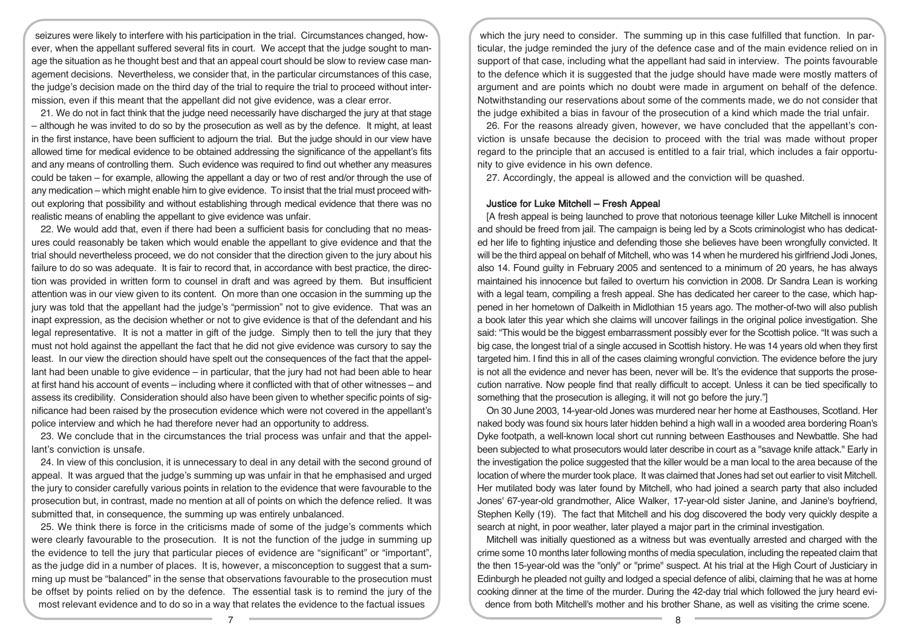seizures were likely to interfere with his participation in the trial. Circumstances changed, however, when the appellant suffered several fits in court. We accept that the judge sought to manage the situation as he thought best and that an appeal court should be slow to review case management decisions. Nevertheless, we consider that, in the particular circumstances of this case, the judge's decision made on the third day of the trial to require the trial to proceed without intermission, even if this meant that the appellant did not give evidence, was a clear error.

21. We do not in fact think that the judge need necessarily have discharged the jury at that stage – although he was invited to do so by the prosecution as well as by the defence. It might, at least in the first instance, have been sufficient to adjourn the trial. But the judge should in our view have allowed time for medical evidence to be obtained addressing the significance of the appellant's fits and any means of controlling them. Such evidence was required to find out whether any measures could be taken – for example, allowing the appellant a day or two of rest and/or through the use of any medication – which might enable him to give evidence. To insist that the trial must proceed without exploring that possibility and without establishing through medical evidence that there was no realistic means of enabling the appellant to give evidence was unfair.

22. We would add that, even if there had been a sufficient basis for concluding that no measures could reasonably be taken which would enable the appellant to give evidence and that the trial should nevertheless proceed, we do not consider that the direction given to the jury about his failure to do so was adequate. It is fair to record that, in accordance with best practice, the direction was provided in written form to counsel in draft and was agreed by them. But insufficient attention was in our view given to its content. On more than one occasion in the summing up the jury was told that the appellant had the judge's "permission" not to give evidence. That was an inapt expression, as the decision whether or not to give evidence is that of the defendant and his legal representative. It is not a matter in gift of the judge. Simply then to tell the jury that they must not hold against the appellant the fact that he did not give evidence was cursory to say the least. In our view the direction should have spelt out the consequences of the fact that the appellant had been unable to give evidence – in particular, that the jury had not had been able to hear at first hand his account of events – including where it conflicted with that of other witnesses – and assess its credibility. Consideration should also have been given to whether specific points of significance had been raised by the prosecution evidence which were not covered in the appellant's police interview and which he had therefore never had an opportunity to address.

23. We conclude that in the circumstances the trial process was unfair and that the appellant's conviction is unsafe.

24. In view of this conclusion, it is unnecessary to deal in any detail with the second ground of appeal. It was argued that the judge's summing up was unfair in that he emphasised and urged the jury to consider carefully various points in relation to the evidence that were favourable to the prosecution but, in contrast, made no mention at all of points on which the defence relied. It was submitted that, in consequence, the summing up was entirely unbalanced.

25. We think there is force in the criticisms made of some of the judge's comments which were clearly favourable to the prosecution. It is not the function of the judge in summing up the evidence to tell the jury that particular pieces of evidence are "significant" or "important", as the judge did in a number of places. It is, however, a misconception to suggest that a summing up must be "balanced" in the sense that observations favourable to the prosecution must be offset by points relied on by the defence. The essential task is to remind the jury of the most relevant evidence and to do so in a way that relates the evidence to the factual issues which the jury need to consider. The summing up in this case fulfilled that function. In particular, the judge reminded the jury of the defence case and of the main evidence relied on in support of that case, including what the appellant had said in interview. The points favourable to the defence which it is suggested that the judge should have made were mostly matters of argument and are points which no doubt were made in argument on behalf of the defence. Notwithstanding our reservations about some of the comments made, we do not consider that the judge exhibited a bias in favour of the prosecution of a kind which made the trial unfair.

26. For the reasons already given, however, we have concluded that the appellant's conviction is unsafe because the decision to proceed with the trial was made without proper regard to the principle that an accused is entitled to a fair trial, which includes a fair opportunity to give evidence in his own defence.

27. Accordingly, the appeal is allowed and the conviction will be quashed.

### Justice for Luke Mitchell – Fresh Appeal

[A fresh appeal is being launched to prove that notorious teenage killer Luke Mitchell is innocent and should be freed from jail. The campaign is being led by a Scots criminologist who has dedicated her life to fighting injustice and defending those she believes have been wrongfully convicted. It will be the third appeal on behalf of Mitchell, who was 14 when he murdered his girlfriend Jodi Jones, also 14. Found guilty in February 2005 and sentenced to a minimum of 20 years, he has always maintained his innocence but failed to overturn his conviction in 2008. Dr Sandra Lean is working with a legal team, compiling a fresh appeal. She has dedicated her career to the case, which happened in her hometown of Dalkeith in Midlothian 15 years ago. The mother-of-two will also publish a book later this year which she claims will uncover failings in the original police investigation. She said: "This would be the biggest embarrassment possibly ever for the Scottish police. "It was such a big case, the longest trial of a single accused in Scottish history. He was 14 years old when they first targeted him. I find this in all of the cases claiming wrongful conviction. The evidence before the jury is not all the evidence and never has been, never will be. It's the evidence that supports the prosecution narrative. Now people find that really difficult to accept. Unless it can be tied specifically to something that the prosecution is alleging, it will not go before the jury."]

On 30 June 2003, 14-year-old Jones was murdered near her home at Easthouses, Scotland. Her naked body was found six hours later hidden behind a high wall in a wooded area bordering Roan's Dyke footpath, a well-known local short cut running between Easthouses and Newbattle. She had been subjected to what prosecutors would later describe in court as a "savage knife attack." Early in the investigation the police suggested that the killer would be a man local to the area because of the location of where the murder took place. It was claimed that Jones had set out earlier to visit Mitchell. Her mutilated body was later found by Mitchell, who had joined a search party that also included Jones' 67-year-old grandmother, Alice Walker, 17-year-old sister Janine, and Janine's boyfriend, Stephen Kelly (19). The fact that Mitchell and his dog discovered the body very quickly despite a search at night, in poor weather, later played a major part in the criminal investigation.

Mitchell was initially questioned as a witness but was eventually arrested and charged with the crime some 10 months later following months of media speculation, including the repeated claim that the then 15-year-old was the "only" or "prime" suspect. At his trial at the High Court of Justiciary in Edinburgh he pleaded not guilty and lodged a special defence of alibi, claiming that he was at home cooking dinner at the time of the murder. During the 42-day trial which followed the jury heard evidence from both Mitchell's mother and his brother Shane, as well as visiting the crime scene.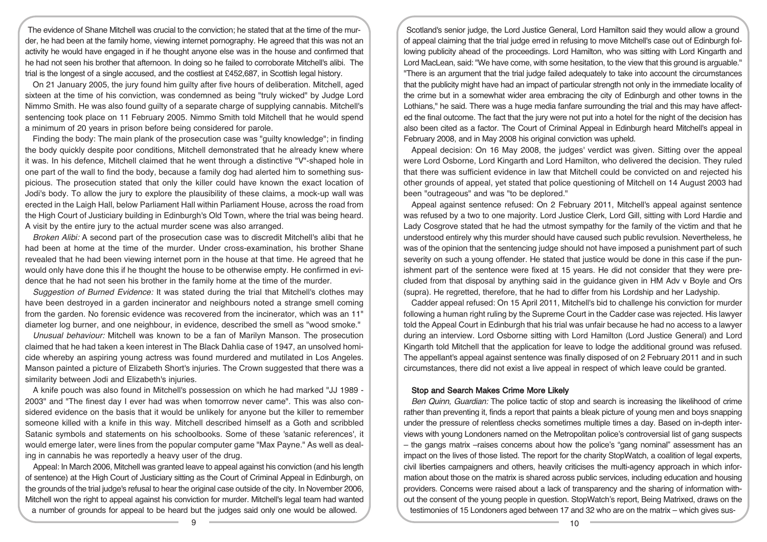The evidence of Shane Mitchell was crucial to the conviction; he stated that at the time of the murder, he had been at the family home, viewing internet pornography. He agreed that this was not an activity he would have engaged in if he thought anyone else was in the house and confirmed that he had not seen his brother that afternoon. In doing so he failed to corroborate Mitchell's alibi. The trial is the longest of a single accused, and the costliest at £452,687, in Scottish legal history.

On 21 January 2005, the jury found him guilty after five hours of deliberation. Mitchell, aged sixteen at the time of his conviction, was condemned as being "truly wicked" by Judge Lord Nimmo Smith. He was also found guilty of a separate charge of supplying cannabis. Mitchell's sentencing took place on 11 February 2005. Nimmo Smith told Mitchell that he would spend a minimum of 20 years in prison before being considered for parole.

Finding the body: The main plank of the prosecution case was "guilty knowledge"; in finding the body quickly despite poor conditions, Mitchell demonstrated that he already knew where it was. In his defence, Mitchell claimed that he went through a distinctive "V"-shaped hole in one part of the wall to find the body, because a family dog had alerted him to something suspicious. The prosecution stated that only the killer could have known the exact location of Jodi's body. To allow the jury to explore the plausibility of these claims, a mock-up wall was erected in the Laigh Hall, below Parliament Hall within Parliament House, across the road from the High Court of Justiciary building in Edinburgh's Old Town, where the trial was being heard. A visit by the entire jury to the actual murder scene was also arranged.

*Broken Alibi:* A second part of the prosecution case was to discredit Mitchell's alibi that he had been at home at the time of the murder. Under cross-examination, his brother Shane revealed that he had been viewing internet porn in the house at that time. He agreed that he would only have done this if he thought the house to be otherwise empty. He confirmed in evidence that he had not seen his brother in the family home at the time of the murder.

*Suggestion of Burned Evidence:* It was stated during the trial that Mitchell's clothes may have been destroyed in a garden incinerator and neighbours noted a strange smell coming from the garden. No forensic evidence was recovered from the incinerator, which was an 11" diameter log burner, and one neighbour, in evidence, described the smell as "wood smoke."

*Unusual behaviour:* Mitchell was known to be a fan of Marilyn Manson. The prosecution claimed that he had taken a keen interest in The Black Dahlia case of 1947, an unsolved homicide whereby an aspiring young actress was found murdered and mutilated in Los Angeles. Manson painted a picture of Elizabeth Short's injuries. The Crown suggested that there was a similarity between Jodi and Elizabeth's injuries.

A knife pouch was also found in Mitchell's possession on which he had marked "JJ 1989 - 2003" and "The finest day I ever had was when tomorrow never came". This was also considered evidence on the basis that it would be unlikely for anyone but the killer to remember someone killed with a knife in this way. Mitchell described himself as a Goth and scribbled Satanic symbols and statements on his schoolbooks. Some of these 'satanic references', it would emerge later, were lines from the popular computer game "Max Payne." As well as dealing in cannabis he was reportedly a heavy user of the drug.

Appeal: In March 2006, Mitchell was granted leave to appeal against his conviction (and his length of sentence) at the High Court of Justiciary sitting as the Court of Criminal Appeal in Edinburgh, on the grounds of the trial judge's refusal to hear the original case outside of the city. In November 2006, Mitchell won the right to appeal against his conviction for murder. Mitchell's legal team had wanted a number of grounds for appeal to be heard but the judges said only one would be allowed.

Scotland's senior judge, the Lord Justice General, Lord Hamilton said they would allow a ground of appeal claiming that the trial judge erred in refusing to move Mitchell's case out of Edinburgh following publicity ahead of the proceedings. Lord Hamilton, who was sitting with Lord Kingarth and Lord MacLean, said: "We have come, with some hesitation, to the view that this ground is arguable." "There is an argument that the trial judge failed adequately to take into account the circumstances that the publicity might have had an impact of particular strength not only in the immediate locality of the crime but in a somewhat wider area embracing the city of Edinburgh and other towns in the Lothians," he said. There was a huge media fanfare surrounding the trial and this may have affected the final outcome. The fact that the jury were not put into a hotel for the night of the decision has also been cited as a factor. The Court of Criminal Appeal in Edinburgh heard Mitchell's appeal in February 2008, and in May 2008 his original conviction was upheld.

Appeal decision: On 16 May 2008, the judges' verdict was given. Sitting over the appeal were Lord Osborne, Lord Kingarth and Lord Hamilton, who delivered the decision. They ruled that there was sufficient evidence in law that Mitchell could be convicted on and rejected his other grounds of appeal, yet stated that police questioning of Mitchell on 14 August 2003 had been "outrageous" and was "to be deplored."

Appeal against sentence refused: On 2 February 2011, Mitchell's appeal against sentence was refused by a two to one majority. Lord Justice Clerk, Lord Gill, sitting with Lord Hardie and Lady Cosgrove stated that he had the utmost sympathy for the family of the victim and that he understood entirely why this murder should have caused such public revulsion. Nevertheless, he was of the opinion that the sentencing judge should not have imposed a punishment part of such severity on such a young offender. He stated that justice would be done in this case if the punishment part of the sentence were fixed at 15 years. He did not consider that they were precluded from that disposal by anything said in the guidance given in HM Adv v Boyle and Ors (supra). He regretted, therefore, that he had to differ from his Lordship and her Ladyship.

Cadder appeal refused: On 15 April 2011, Mitchell's bid to challenge his conviction for murder following a human right ruling by the Supreme Court in the Cadder case was rejected. His lawyer told the Appeal Court in Edinburgh that his trial was unfair because he had no access to a lawyer during an interview. Lord Osborne sitting with Lord Hamilton (Lord Justice General) and Lord Kingarth told Mitchell that the application for leave to lodge the additional ground was refused. The appellant's appeal against sentence was finally disposed of on 2 February 2011 and in such circumstances, there did not exist a live appeal in respect of which leave could be granted.

### Stop and Search Makes Crime More Likely

*Ben Quinn, Guardian:* The police tactic of stop and search is increasing the likelihood of crime rather than preventing it, finds a report that paints a bleak picture of young men and boys snapping under the pressure of relentless checks sometimes multiple times a day. Based on in-depth interviews with young Londoners named on the Metropolitan police's controversial list of gang suspects – the gangs matrix –raises concerns about how the police's "gang nominal" assessment has an impact on the lives of those listed. The report for the charity StopWatch, a coalition of legal experts, civil liberties campaigners and others, heavily criticises the multi-agency approach in which information about those on the matrix is shared across public services, including education and housing providers. Concerns were raised about a lack of transparency and the sharing of information without the consent of the young people in question. StopWatch's report, Being Matrixed, draws on the testimonies of 15 Londoners aged between 17 and 32 who are on the matrix – which gives sus-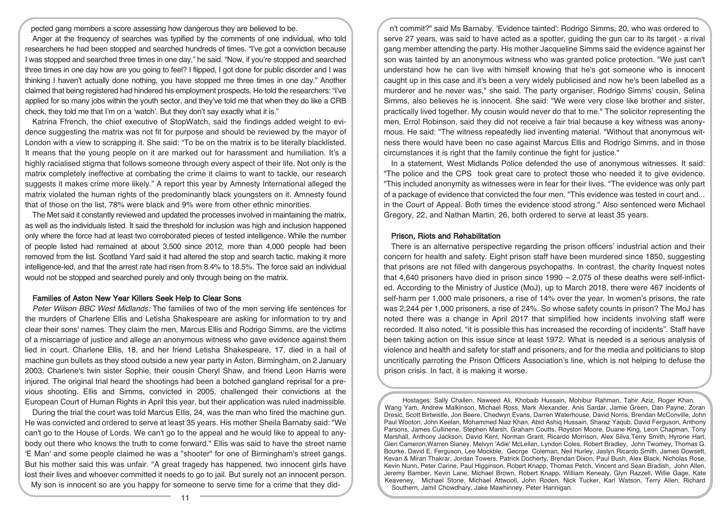pected gang members a score assessing how dangerous they are believed to be.

Anger at the frequency of searches was typified by the comments of one individual, who told researchers he had been stopped and searched hundreds of times. "I've got a conviction because I was stopped and searched three times in one day," he said. "Now, if you're stopped and searched three times in one day how are you going to feel? I flipped, I got done for public disorder and I was thinking I haven't actually done nothing, you have stopped me three times in one day." Another claimed that being registered had hindered his employment prospects. He told the researchers: "I've applied for so many jobs within the youth sector, and they've told me that when they do like a CRB check, they told me that I'm on a 'watch'. But they don't say exactly what it is."

Katrina Ffrench, the chief executive of StopWatch, said the findings added weight to evidence suggesting the matrix was not fit for purpose and should be reviewed by the mayor of London with a view to scrapping it. She said: "To be on the matrix is to be literally blacklisted. It means that the young people on it are marked out for harassment and humiliation. It's a highly racialised stigma that follows someone through every aspect of their life. Not only is the matrix completely ineffective at combating the crime it claims to want to tackle, our research suggests it makes crime more likely." A report this year by Amnesty International alleged the matrix violated the human rights of the predominantly black youngsters on it. Amnesty found that of those on the list, 78% were black and 9% were from other ethnic minorities.

The Met said it constantly reviewed and updated the processes involved in maintaining the matrix, as well as the individuals listed. It said the threshold for inclusion was high and inclusion happened only where the force had at least two corroborated pieces of tested intelligence. While the number of people listed had remained at about 3,500 since 2012, more than 4,000 people had been removed from the list. Scotland Yard said it had altered the stop and search tactic, making it more intelligence-led, and that the arrest rate had risen from 8.4% to 18.5%. The force said an individual would not be stopped and searched purely and only through being on the matrix.

## Families of Aston New Year Killers Seek Help to Clear Sons

*Peter Wilson BBC West Midlands:* The families of two of the men serving life sentences for the murders of Charlene Ellis and Letisha Shakespeare are asking for information to try and clear their sons' names. They claim the men, Marcus Ellis and Rodrigo Simms, are the victims of a miscarriage of justice and allege an anonymous witness who gave evidence against them lied in court. Charlene Ellis, 18, and her friend Letisha Shakespeare, 17, died in a hail of machine gun bullets as they stood outside a new year party in Aston, Birmingham, on 2 January 2003. Charlene's twin sister Sophie, their cousin Cheryl Shaw, and friend Leon Harris were injured. The original trial heard the shootings had been a botched gangland reprisal for a previous shooting. Ellis and Simms, convicted in 2005, challenged their convictions at the European Court of Human Rights in April this year, but their application was ruled inadmissible.

During the trial the court was told Marcus Ellis, 24, was the man who fired the machine gun. He was convicted and ordered to serve at least 35 years. His mother Sheila Barnaby said: "We can't go to the House of Lords. We can't go to the appeal and he would like to appeal to anybody out there who knows the truth to come forward." Ellis was said to have the street name 'E Man' and some people claimed he was a "shooter" for one of Birmingham's street gangs. But his mother said this was unfair. "A great tragedy has happened, two innocent girls have lost their lives and whoever committed it needs to go to jail. But surely not an innocent person. My son is innocent so are you happy for someone to serve time for a crime that they didn't commit?" said Ms Barnaby. 'Evidence tainted': Rodrigo Simms, 20, who was ordered to serve 27 years, was said to have acted as a spotter, guiding the gun car to its target - a rival gang member attending the party. His mother Jacqueline Simms said the evidence against her son was tainted by an anonymous witness who was granted police protection. "We just can't understand how he can live with himself knowing that he's got someone who is innocent caught up in this case and it's been a very widely publicised and now he's been labelled as a murderer and he never was," she said. The party organiser, Rodrigo Simms' cousin, Selina Simms, also believes he is innocent. She said: "We were very close like brother and sister, practically lived together. My cousin would never do that to me." The solicitor representing the men, Errol Robinson, said they did not receive a fair trial because a key witness was anonymous. He said: "The witness repeatedly lied inventing material. "Without that anonymous witness there would have been no case against Marcus Ellis and Rodrigo Simms, and in those circumstances it is right that the family continue the fight for justice."

In a statement, West Midlands Police defended the use of anonymous witnesses. It said: "The police and the CPS took great care to protect those who needed it to give evidence. "This included anonymity as witnesses were in fear for their lives. "The evidence was only part of a package of evidence that convicted the four men. "This evidence was tested in court and... in the Court of Appeal. Both times the evidence stood strong." Also sentenced were Michael Gregory, 22, and Nathan Martin, 26, both ordered to serve at least 35 years.

## Prison, Riots and Rehabilitation

There is an alternative perspective regarding the prison officers' industrial action and their concern for health and safety. Eight prison staff have been murdered since 1850, suggesting that prisons are not filled with dangerous psychopaths. In contrast, the charity Inquest notes that 4,640 prisoners have died in prison since 1990 – 2,075 of these deaths were self-inflicted. According to the Ministry of Justice (MoJ), up to March 2018, there were 467 incidents of self-harm per 1,000 male prisoners, a rise of 14% over the year. In women's prisons, the rate was 2,244 per 1,000 prisoners, a rise of 24%. So whose safety counts in prison? The MoJ has noted there was a change in April 2017 that simplified how incidents involving staff were recorded. It also noted, "it is possible this has increased the recording of incidents". Staff have been taking action on this issue since at least 1972. What is needed is a serious analysis of violence and health and safety for staff and prisoners, and for the media and politicians to stop uncritically parroting the Prison Officers Association's line, which is not helping to defuse the prison crisis. In fact, it is making it worse.

Hostages: Sally Challen, Naweed Ali, Khobaib Hussain, Mohibur Rahman, Tahir Aziz, Roger Khan, Wang Yam, Andrew Malkinson, Michael Ross, Mark Alexander, Anis Sardar, Jamie Green, Dan Payne, Zoran Dresic, Scott Birtwistle, Jon Beere, Chedwyn Evans, Darren Waterhouse, David Norris, Brendan McConville, John Paul Wooton, John Keelan, Mohammed Niaz Khan, Abid Ashiq Hussain, Sharaz Yaqub, David Ferguson, Anthony Parsons, James Cullinene, Stephen Marsh, Graham Coutts, Royston Moore, Duane King, Leon Chapman, Tony Marshall, Anthony Jackson, David Kent, Norman Grant, Ricardo Morrison, Alex Silva,Terry Smith, Hyrone Hart, Glen Cameron,Warren Slaney, Melvyn 'Adie' McLellan, Lyndon Coles, Robert Bradley, John Twomey, Thomas G. Bourke, David E. Ferguson, Lee Mockble, George Coleman, Neil Hurley, Jaslyn Ricardo Smith, James Dowsett, Kevan & Miran Thakrar, Jordan Towers, Patrick Docherty, Brendan Dixon, Paul Bush, Alex Black, Nicholas Rose, Kevin Nunn, Peter Carine, Paul Higginson, Robert Knapp, Thomas Petch, Vincent and Sean Bradish, John Allen, Jeremy Bamber, Kevin Lane, Michael Brown, Robert Knapp, William Kenealy, Glyn Razzell, Willie Gage, Kate Keaveney, Michael Stone, Michael Attwooll, John Roden, Nick Tucker, Karl Watson, Terry Allen, Richard Southern, Jamil Chowdhary, Jake Mawhinney, Peter Hannigan.